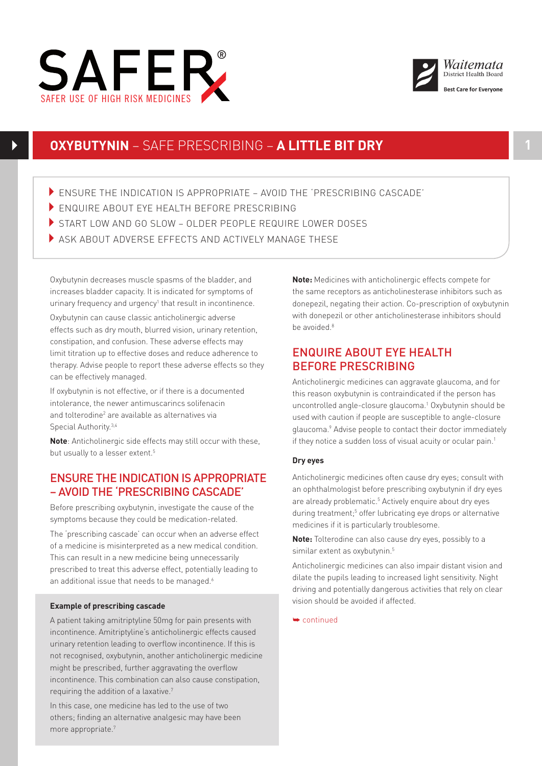SAFER® SAFER USE OF HIGH RISK MEDICINES

Waitemata District Health Board — Best Care for Everyone

# OXYBUTYNIN – SAFE PRESCRIBING – A LITTLE BIT DRY

- ENSURE THE INDICATION IS APPROPRIATE – AVOID THE 'PRESCRIBING CASCADE'
- ENQUIRE ABOUT EYE HEALTH BEFORE PRESCRIBING
- START LOW AND GO SLOW – OLDER PEOPLE REQUIRE LOWER DOSES
- ASK ABOUT ADVERSE EFFECTS AND ACTIVELY MANAGE THESE

Oxybutynin decreases muscle spasms of the bladder, and increases bladder capacity. It is indicated for symptoms of urinary frequency and urgency[1] that result in incontinence.

Oxybutynin can cause classic anticholinergic adverse effects such as dry mouth, blurred vision, urinary retention, constipation, and confusion. These adverse effects may limit titration up to effective doses and reduce adherence to therapy. Advise people to report these adverse effects so they can be effectively managed.

If oxybutynin is not effective, or if there is a documented intolerance, the newer antimuscarincs solifenacin and tolterodine[2] are available as alternatives via Special Authority.[3,4]

**Note**: Anticholinergic side effects may still occur with these, but usually to a lesser extent.[5]

## ENSURE THE INDICATION IS APPROPRIATE – AVOID THE 'PRESCRIBING CASCADE'

Before prescribing oxybutynin, investigate the cause of the symptoms because they could be medication-related.

The 'prescribing cascade' can occur when an adverse effect of a medicine is misinterpreted as a new medical condition. This can result in a new medicine being unnecessarily prescribed to treat this adverse effect, potentially leading to an additional issue that needs to be managed.[6]

**Example of prescribing cascade**

A patient taking amitriptyline 50mg for pain presents with incontinence. Amitriptyline's anticholinergic effects caused urinary retention leading to overflow incontinence. If this is not recognised, oxybutynin, another anticholinergic medicine might be prescribed, further aggravating the overflow incontinence. This combination can also cause constipation, requiring the addition of a laxative.[7]

In this case, one medicine has led to the use of two others; finding an alternative analgesic may have been more appropriate.[7]

**Note:** Medicines with anticholinergic effects compete for the same receptors as anticholinesterase inhibitors such as donepezil, negating their action. Co-prescription of oxybutynin with donepezil or other anticholinesterase inhibitors should be avoided.[8]

## ENQUIRE ABOUT EYE HEALTH BEFORE PRESCRIBING

Anticholinergic medicines can aggravate glaucoma, and for this reason oxybutynin is contraindicated if the person has uncontrolled angle-closure glaucoma.[1] Oxybutynin should be used with caution if people are susceptible to angle-closure glaucoma.[9] Advise people to contact their doctor immediately if they notice a sudden loss of visual acuity or ocular pain.[1]

### Dry eyes

Anticholinergic medicines often cause dry eyes; consult with an ophthalmologist before prescribing oxybutynin if dry eyes are already problematic.[5] Actively enquire about dry eyes during treatment;[5] offer lubricating eye drops or alternative medicines if it is particularly troublesome.

**Note:** Tolterodine can also cause dry eyes, possibly to a similar extent as oxybutynin.[5]

Anticholinergic medicines can also impair distant vision and dilate the pupils leading to increased light sensitivity. Night driving and potentially dangerous activities that rely on clear vision should be avoided if affected.

➥ continued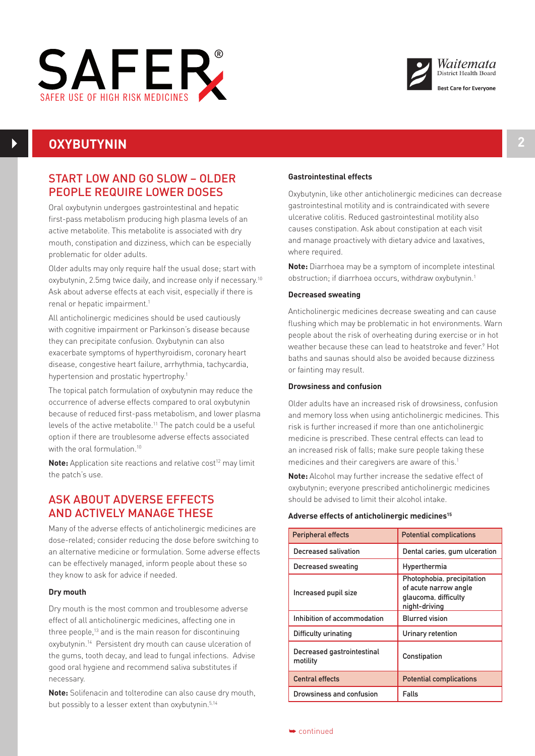# OXYBUTYNIN

## START LOW AND GO SLOW – OLDER PEOPLE REQUIRE LOWER DOSES

Oral oxybutynin undergoes gastrointestinal and hepatic first-pass metabolism producing high plasma levels of an active metabolite. This metabolite is associated with dry mouth, constipation and dizziness, which can be especially problematic for older adults.

Older adults may only require half the usual dose; start with oxybutynin, 2.5mg twice daily, and increase only if necessary.[10] Ask about adverse effects at each visit, especially if there is renal or hepatic impairment.[1]

All anticholinergic medicines should be used cautiously with cognitive impairment or Parkinson's disease because they can precipitate confusion. Oxybutynin can also exacerbate symptoms of hyperthyroidism, coronary heart disease, congestive heart failure, arrhythmia, tachycardia, hypertension and prostatic hypertrophy.[1]

The topical patch formulation of oxybutynin may reduce the occurrence of adverse effects compared to oral oxybutynin because of reduced first-pass metabolism, and lower plasma levels of the active metabolite.[11] The patch could be a useful option if there are troublesome adverse effects associated with the oral formulation.[10]

**Note:** Application site reactions and relative cost[12] may limit the patch's use.

## ASK ABOUT ADVERSE EFFECTS AND ACTIVELY MANAGE THESE

Many of the adverse effects of anticholinergic medicines are dose-related; consider reducing the dose before switching to an alternative medicine or formulation. Some adverse effects can be effectively managed, inform people about these so they know to ask for advice if needed.

### Dry mouth

Dry mouth is the most common and troublesome adverse effect of all anticholinergic medicines, affecting one in three people,[13] and is the main reason for discontinuing oxybutynin.[14] Persistent dry mouth can cause ulceration of the gums, tooth decay, and lead to fungal infections. Advise good oral hygiene and recommend saliva substitutes if necessary.

**Note:** Solifenacin and tolterodine can also cause dry mouth, but possibly to a lesser extent than oxybutynin.[5,14]

### Gastrointestinal effects

Oxybutynin, like other anticholinergic medicines can decrease gastrointestinal motility and is contraindicated with severe ulcerative colitis. Reduced gastrointestinal motility also causes constipation. Ask about constipation at each visit and manage proactively with dietary advice and laxatives, where required.

**Note:** Diarrhoea may be a symptom of incomplete intestinal obstruction; if diarrhoea occurs, withdraw oxybutynin.[1]

### Decreased sweating

Anticholinergic medicines decrease sweating and can cause flushing which may be problematic in hot environments. Warn people about the risk of overheating during exercise or in hot weather because these can lead to heatstroke and fever.[9] Hot baths and saunas should also be avoided because dizziness or fainting may result.

### Drowsiness and confusion

Older adults have an increased risk of drowsiness, confusion and memory loss when using anticholinergic medicines. This risk is further increased if more than one anticholinergic medicine is prescribed. These central effects can lead to an increased risk of falls; make sure people taking these medicines and their caregivers are aware of this.[1]

**Note:** Alcohol may further increase the sedative effect of oxybutynin; everyone prescribed anticholinergic medicines should be advised to limit their alcohol intake.

### Adverse effects of anticholinergic medicines[15]

| Peripheral effects | Potential complications |
|---|---|
| Decreased salivation | Dental caries, gum ulceration |
| Decreased sweating | Hyperthermia |
| Increased pupil size | Photophobia, precipitation of acute narrow angle glaucoma, difficulty night-driving |
| Inhibition of accommodation | Blurred vision |
| Difficulty urinating | Urinary retention |
| Decreased gastrointestinal motility | Constipation |
| **Central effects** | **Potential complications** |
| Drowsiness and confusion | Falls |

continued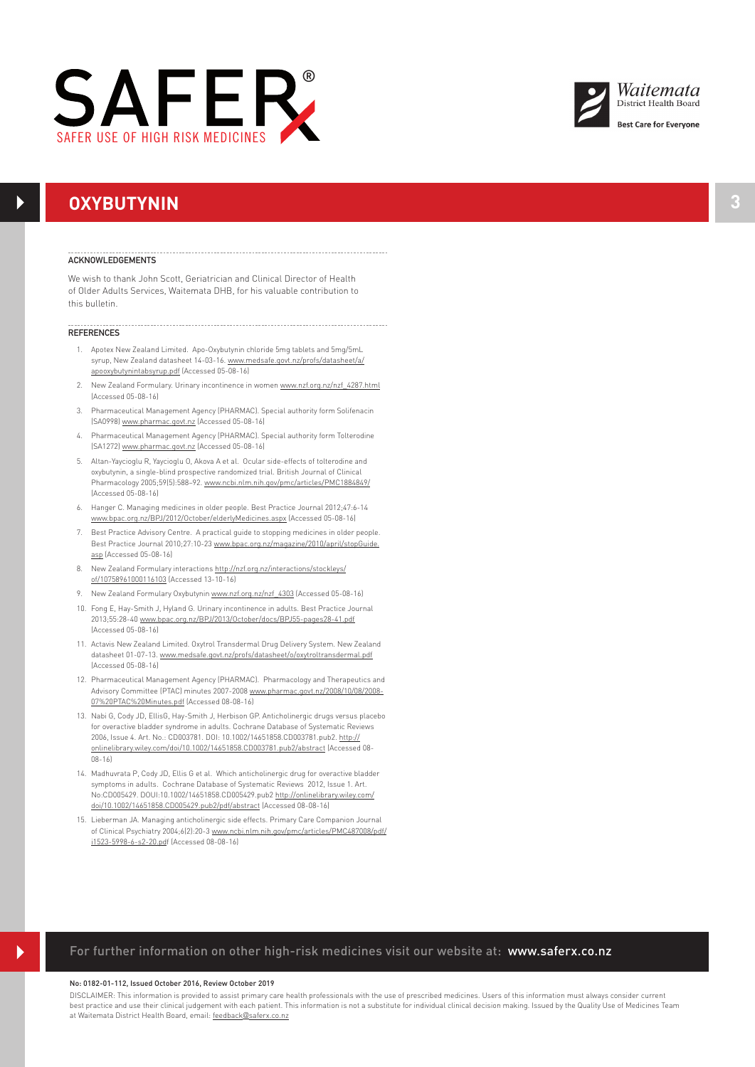# SAFER

SAFER USE OF HIGH RISK MEDICINES

Waitemata District Health Board

Best Care for Everyone

## OXYBUTYNIN

### ACKNOWLEDGEMENTS

We wish to thank John Scott, Geriatrician and Clinical Director of Health of Older Adults Services, Waitemata DHB, for his valuable contribution to this bulletin.

### REFERENCES

1. Apotex New Zealand Limited. Apo-Oxybutynin chloride 5mg tablets and 5mg/5mL syrup, New Zealand datasheet 14-03-16. www.medsafe.govt.nz/profs/datasheet/a/apooxybutynintabsyrup.pdf (Accessed 05-08-16)
2. New Zealand Formulary. Urinary incontinence in women www.nzf.org.nz/nzf_4287.html (Accessed 05-08-16)
3. Pharmaceutical Management Agency (PHARMAC). Special authority form Solifenacin (SA0998) www.pharmac.govt.nz (Accessed 05-08-16)
4. Pharmaceutical Management Agency (PHARMAC). Special authority form Tolterodine (SA1272) www.pharmac.govt.nz (Accessed 05-08-16)
5. Altan-Yaycioglu R, Yaycioglu O, Akova A et al. Ocular side-effects of tolterodine and oxybutynin, a single-blind prospective randomized trial. British Journal of Clinical Pharmacology 2005;59(5):588-92. www.ncbi.nlm.nih.gov/pmc/articles/PMC1884849/ (Accessed 05-08-16)
6. Hanger C. Managing medicines in older people. Best Practice Journal 2012;47:6-14 www.bpac.org.nz/BPJ/2012/October/elderlyMedicines.aspx (Accessed 05-08-16)
7. Best Practice Advisory Centre. A practical guide to stopping medicines in older people. Best Practice Journal 2010;27:10-23 www.bpac.org.nz/magazine/2010/april/stopGuide.asp (Accessed 05-08-16)
8. New Zealand Formulary interactions http://nzf.org.nz/interactions/stockleys/of/10758961000116103 (Accessed 13-10-16)
9. New Zealand Formulary Oxybutynin www.nzf.org.nz/nzf_4303 (Accessed 05-08-16)
10. Fong E, Hay-Smith J, Hyland G. Urinary incontinence in adults. Best Practice Journal 2013;55:28-40 www.bpac.org.nz/BPJ/2013/October/docs/BPJ55-pages28-41.pdf (Accessed 05-08-16)
11. Actavis New Zealand Limited. Oxytrol Transdermal Drug Delivery System. New Zealand datasheet 01-07-13. www.medsafe.govt.nz/profs/datasheet/o/oxytroltransdermal.pdf (Accessed 05-08-16)
12. Pharmaceutical Management Agency (PHARMAC). Pharmacology and Therapeutics and Advisory Committee (PTAC) minutes 2007-2008 www.pharmac.govt.nz/2008/10/08/2008-07%20PTAC%20Minutes.pdf (Accessed 08-08-16)
13. Nabi G, Cody JD, EllisG, Hay-Smith J, Herbison GP. Anticholinergic drugs versus placebo for overactive bladder syndrome in adults. Cochrane Database of Systematic Reviews 2006, Issue 4. Art. No.: CD003781. DOI: 10.1002/14651858.CD003781.pub2. http://onlinelibrary.wiley.com/doi/10.1002/14651858.CD003781.pub2/abstract (Accessed 08-08-16)
14. Madhuvrata P, Cody JD, Ellis G et al. Which anticholinergic drug for overactive bladder symptoms in adults. Cochrane Database of Systematic Reviews 2012, Issue 1. Art. No:CD005429. DOUI:10.1002/14651858.CD005429.pub2 http://onlinelibrary.wiley.com/doi/10.1002/14651858.CD005429.pub2/pdf/abstract (Accessed 08-08-16)
15. Lieberman JA. Managing anticholinergic side effects. Primary Care Companion Journal of Clinical Psychiatry 2004;6(2):20-3 www.ncbi.nlm.nih.gov/pmc/articles/PMC487008/pdf/i1523-5998-6-s2-20.pdf (Accessed 08-08-16)

For further information on other high-risk medicines visit our website at: www.saferx.co.nz

No: 0182-01-112, Issued October 2016, Review October 2019

DISCLAIMER: This information is provided to assist primary care health professionals with the use of prescribed medicines. Users of this information must always consider current best practice and use their clinical judgement with each patient. This information is not a substitute for individual clinical decision making. Issued by the Quality Use of Medicines Team at Waitemata District Health Board, email: feedback@saferx.co.nz